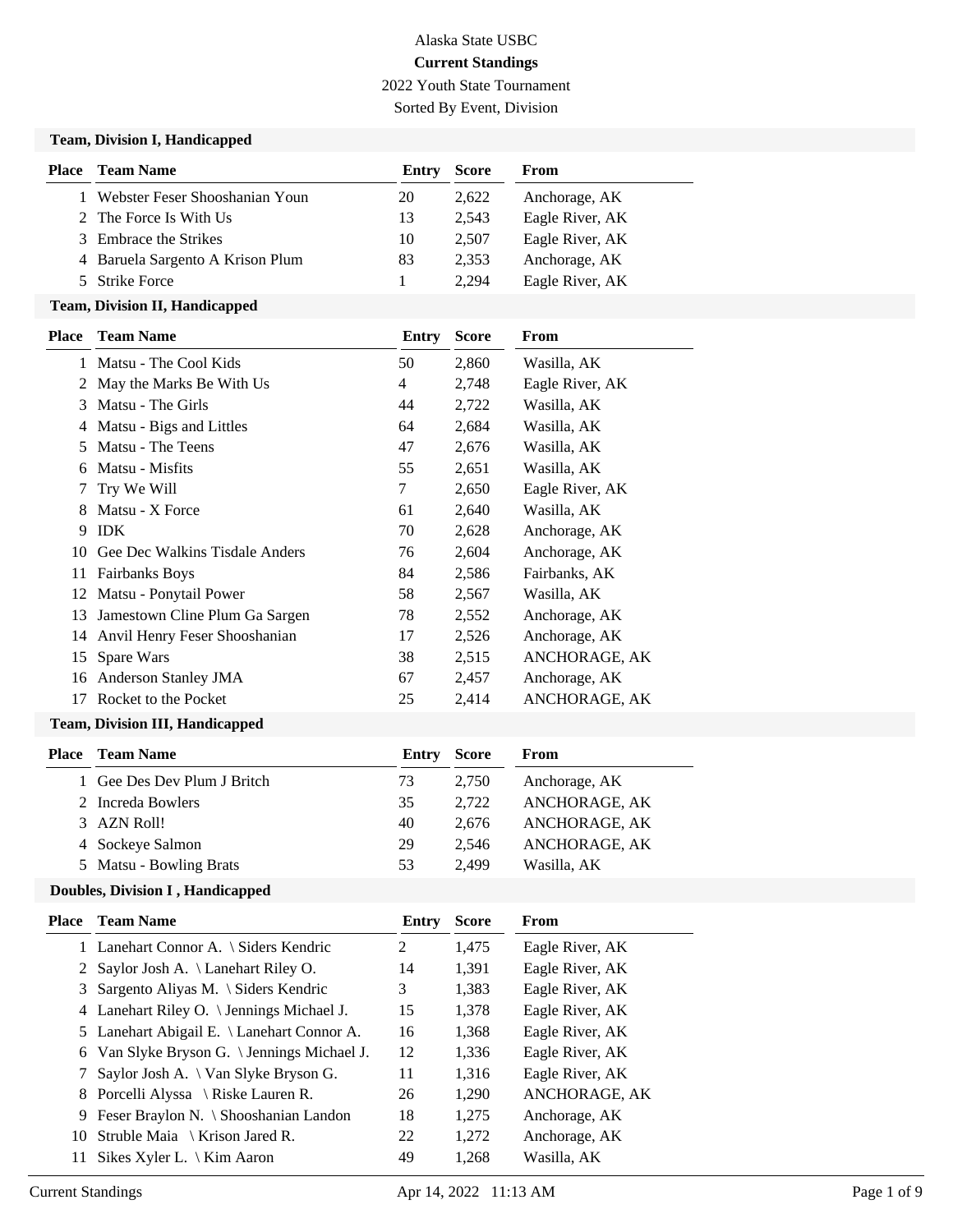# Alaska State USBC

## Current Standings

2022 Youth State Tournament

Sorted By Event, Division

### Team, Division I, Handicapped

| Place | Team Name | Entry | Score | From |
|---|---|---|---|---|
| 1 | Webster Feser Shooshanian Youn | 20 | 2,622 | Anchorage, AK |
| 2 | The Force Is With Us | 13 | 2,543 | Eagle River, AK |
| 3 | Embrace the Strikes | 10 | 2,507 | Eagle River, AK |
| 4 | Baruela Sargento A Krison Plum | 83 | 2,353 | Anchorage, AK |
| 5 | Strike Force | 1 | 2,294 | Eagle River, AK |

### Team, Division II, Handicapped

| Place | Team Name | Entry | Score | From |
|---|---|---|---|---|
| 1 | Matsu - The Cool Kids | 50 | 2,860 | Wasilla, AK |
| 2 | May the Marks Be With Us | 4 | 2,748 | Eagle River, AK |
| 3 | Matsu - The Girls | 44 | 2,722 | Wasilla, AK |
| 4 | Matsu - Bigs and Littles | 64 | 2,684 | Wasilla, AK |
| 5 | Matsu - The Teens | 47 | 2,676 | Wasilla, AK |
| 6 | Matsu - Misfits | 55 | 2,651 | Wasilla, AK |
| 7 | Try We Will | 7 | 2,650 | Eagle River, AK |
| 8 | Matsu - X Force | 61 | 2,640 | Wasilla, AK |
| 9 | IDK | 70 | 2,628 | Anchorage, AK |
| 10 | Gee Dec Walkins Tisdale Anders | 76 | 2,604 | Anchorage, AK |
| 11 | Fairbanks Boys | 84 | 2,586 | Fairbanks, AK |
| 12 | Matsu - Ponytail Power | 58 | 2,567 | Wasilla, AK |
| 13 | Jamestown Cline Plum Ga Sargen | 78 | 2,552 | Anchorage, AK |
| 14 | Anvil Henry Feser Shooshanian | 17 | 2,526 | Anchorage, AK |
| 15 | Spare Wars | 38 | 2,515 | ANCHORAGE, AK |
| 16 | Anderson Stanley JMA | 67 | 2,457 | Anchorage, AK |
| 17 | Rocket to the Pocket | 25 | 2,414 | ANCHORAGE, AK |

### Team, Division III, Handicapped

| Place | Team Name | Entry | Score | From |
|---|---|---|---|---|
| 1 | Gee Des Dev Plum J Britch | 73 | 2,750 | Anchorage, AK |
| 2 | Increda Bowlers | 35 | 2,722 | ANCHORAGE, AK |
| 3 | AZN Roll! | 40 | 2,676 | ANCHORAGE, AK |
| 4 | Sockeye Salmon | 29 | 2,546 | ANCHORAGE, AK |
| 5 | Matsu - Bowling Brats | 53 | 2,499 | Wasilla, AK |

### Doubles, Division I , Handicapped

| Place | Team Name | Entry | Score | From |
|---|---|---|---|---|
| 1 | Lanehart Connor A. \ Siders Kendric | 2 | 1,475 | Eagle River, AK |
| 2 | Saylor Josh A. \ Lanehart Riley O. | 14 | 1,391 | Eagle River, AK |
| 3 | Sargento Aliyas M. \ Siders Kendric | 3 | 1,383 | Eagle River, AK |
| 4 | Lanehart Riley O. \ Jennings Michael J. | 15 | 1,378 | Eagle River, AK |
| 5 | Lanehart Abigail E. \ Lanehart Connor A. | 16 | 1,368 | Eagle River, AK |
| 6 | Van Slyke Bryson G. \ Jennings Michael J. | 12 | 1,336 | Eagle River, AK |
| 7 | Saylor Josh A. \ Van Slyke Bryson G. | 11 | 1,316 | Eagle River, AK |
| 8 | Porcelli Alyssa \ Riske Lauren R. | 26 | 1,290 | ANCHORAGE, AK |
| 9 | Feser Braylon N. \ Shooshanian Landon | 18 | 1,275 | Anchorage, AK |
| 10 | Struble Maia \ Krison Jared R. | 22 | 1,272 | Anchorage, AK |
| 11 | Sikes Xyler L. \ Kim Aaron | 49 | 1,268 | Wasilla, AK |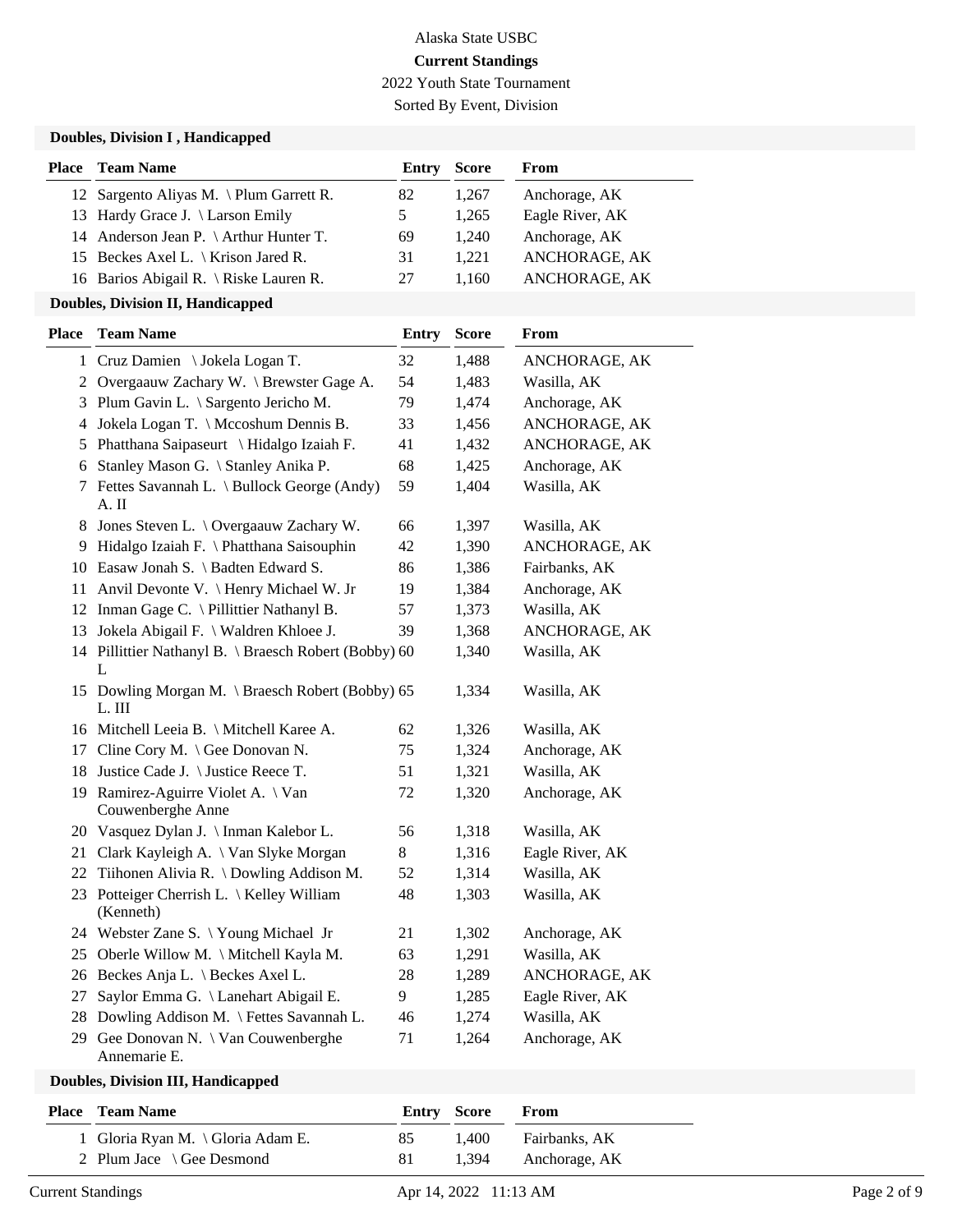Alaska State USBC

**Current Standings**

2022 Youth State Tournament

Sorted By Event, Division

### Doubles, Division I , Handicapped

| Place | Team Name | Entry | Score | From |
|---|---|---|---|---|
| 12 | Sargento Aliyas M. \ Plum Garrett R. | 82 | 1,267 | Anchorage, AK |
| 13 | Hardy Grace J. \ Larson Emily | 5 | 1,265 | Eagle River, AK |
| 14 | Anderson Jean P. \ Arthur Hunter T. | 69 | 1,240 | Anchorage, AK |
| 15 | Beckes Axel L. \ Krison Jared R. | 31 | 1,221 | ANCHORAGE, AK |
| 16 | Barios Abigail R. \ Riske Lauren R. | 27 | 1,160 | ANCHORAGE, AK |

### Doubles, Division II, Handicapped

| Place | Team Name | Entry | Score | From |
|---|---|---|---|---|
| 1 | Cruz Damien \ Jokela Logan T. | 32 | 1,488 | ANCHORAGE, AK |
| 2 | Overgaauw Zachary W. \ Brewster Gage A. | 54 | 1,483 | Wasilla, AK |
| 3 | Plum Gavin L. \ Sargento Jericho M. | 79 | 1,474 | Anchorage, AK |
| 4 | Jokela Logan T. \ Mccoshum Dennis B. | 33 | 1,456 | ANCHORAGE, AK |
| 5 | Phatthana Saipaseurt \ Hidalgo Izaiah F. | 41 | 1,432 | ANCHORAGE, AK |
| 6 | Stanley Mason G. \ Stanley Anika P. | 68 | 1,425 | Anchorage, AK |
| 7 | Fettes Savannah L. \ Bullock George (Andy) A. II | 59 | 1,404 | Wasilla, AK |
| 8 | Jones Steven L. \ Overgaauw Zachary W. | 66 | 1,397 | Wasilla, AK |
| 9 | Hidalgo Izaiah F. \ Phatthana Saisouphin | 42 | 1,390 | ANCHORAGE, AK |
| 10 | Easaw Jonah S. \ Badten Edward S. | 86 | 1,386 | Fairbanks, AK |
| 11 | Anvil Devonte V. \ Henry Michael W. Jr | 19 | 1,384 | Anchorage, AK |
| 12 | Inman Gage C. \ Pillittier Nathanyl B. | 57 | 1,373 | Wasilla, AK |
| 13 | Jokela Abigail F. \ Waldren Khloee J. | 39 | 1,368 | ANCHORAGE, AK |
| 14 | Pillittier Nathanyl B. \ Braesch Robert (Bobby) L | 60 | 1,340 | Wasilla, AK |
| 15 | Dowling Morgan M. \ Braesch Robert (Bobby) L. III | 65 | 1,334 | Wasilla, AK |
| 16 | Mitchell Leeia B. \ Mitchell Karee A. | 62 | 1,326 | Wasilla, AK |
| 17 | Cline Cory M. \ Gee Donovan N. | 75 | 1,324 | Anchorage, AK |
| 18 | Justice Cade J. \ Justice Reece T. | 51 | 1,321 | Wasilla, AK |
| 19 | Ramirez-Aguirre Violet A. \ Van Couwenberghe Anne | 72 | 1,320 | Anchorage, AK |
| 20 | Vasquez Dylan J. \ Inman Kalebor L. | 56 | 1,318 | Wasilla, AK |
| 21 | Clark Kayleigh A. \ Van Slyke Morgan | 8 | 1,316 | Eagle River, AK |
| 22 | Tiihonen Alivia R. \ Dowling Addison M. | 52 | 1,314 | Wasilla, AK |
| 23 | Potteiger Cherrish L. \ Kelley William (Kenneth) | 48 | 1,303 | Wasilla, AK |
| 24 | Webster Zane S. \ Young Michael Jr | 21 | 1,302 | Anchorage, AK |
| 25 | Oberle Willow M. \ Mitchell Kayla M. | 63 | 1,291 | Wasilla, AK |
| 26 | Beckes Anja L. \ Beckes Axel L. | 28 | 1,289 | ANCHORAGE, AK |
| 27 | Saylor Emma G. \ Lanehart Abigail E. | 9 | 1,285 | Eagle River, AK |
| 28 | Dowling Addison M. \ Fettes Savannah L. | 46 | 1,274 | Wasilla, AK |
| 29 | Gee Donovan N. \ Van Couwenberghe Annemarie E. | 71 | 1,264 | Anchorage, AK |

### Doubles, Division III, Handicapped

| Place | Team Name | Entry | Score | From |
|---|---|---|---|---|
| 1 | Gloria Ryan M. \ Gloria Adam E. | 85 | 1,400 | Fairbanks, AK |
| 2 | Plum Jace \ Gee Desmond | 81 | 1,394 | Anchorage, AK |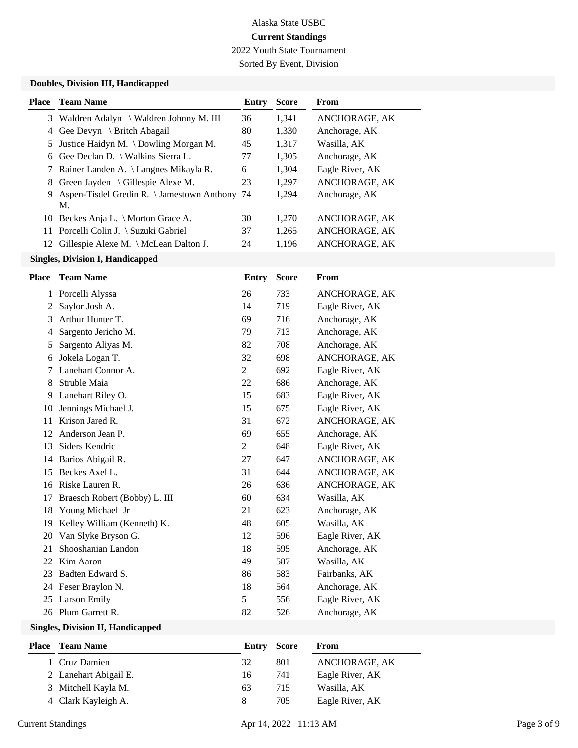Alaska State USBC

**Current Standings**

2022 Youth State Tournament

Sorted By Event, Division

### Doubles, Division III, Handicapped

| Place | Team Name | Entry | Score | From |
|---|---|---|---|---|
| 3 | Waldren Adalyn \ Waldren Johnny M. III | 36 | 1,341 | ANCHORAGE, AK |
| 4 | Gee Devyn \ Britch Abagail | 80 | 1,330 | Anchorage, AK |
| 5 | Justice Haidyn M. \ Dowling Morgan M. | 45 | 1,317 | Wasilla, AK |
| 6 | Gee Declan D. \ Walkins Sierra L. | 77 | 1,305 | Anchorage, AK |
| 7 | Rainer Landen A. \ Langnes Mikayla R. | 6 | 1,304 | Eagle River, AK |
| 8 | Green Jayden \ Gillespie Alexe M. | 23 | 1,297 | ANCHORAGE, AK |
| 9 | Aspen-Tisdel Gredin R. \ Jamestown Anthony M. | 74 | 1,294 | Anchorage, AK |
| 10 | Beckes Anja L. \ Morton Grace A. | 30 | 1,270 | ANCHORAGE, AK |
| 11 | Porcelli Colin J. \ Suzuki Gabriel | 37 | 1,265 | ANCHORAGE, AK |
| 12 | Gillespie Alexe M. \ McLean Dalton J. | 24 | 1,196 | ANCHORAGE, AK |

### Singles, Division I, Handicapped

| Place | Team Name | Entry | Score | From |
|---|---|---|---|---|
| 1 | Porcelli Alyssa | 26 | 733 | ANCHORAGE, AK |
| 2 | Saylor Josh A. | 14 | 719 | Eagle River, AK |
| 3 | Arthur Hunter T. | 69 | 716 | Anchorage, AK |
| 4 | Sargento Jericho M. | 79 | 713 | Anchorage, AK |
| 5 | Sargento Aliyas M. | 82 | 708 | Anchorage, AK |
| 6 | Jokela Logan T. | 32 | 698 | ANCHORAGE, AK |
| 7 | Lanehart Connor A. | 2 | 692 | Eagle River, AK |
| 8 | Struble Maia | 22 | 686 | Anchorage, AK |
| 9 | Lanehart Riley O. | 15 | 683 | Eagle River, AK |
| 10 | Jennings Michael J. | 15 | 675 | Eagle River, AK |
| 11 | Krison Jared R. | 31 | 672 | ANCHORAGE, AK |
| 12 | Anderson Jean P. | 69 | 655 | Anchorage, AK |
| 13 | Siders Kendric | 2 | 648 | Eagle River, AK |
| 14 | Barios Abigail R. | 27 | 647 | ANCHORAGE, AK |
| 15 | Beckes Axel L. | 31 | 644 | ANCHORAGE, AK |
| 16 | Riske Lauren R. | 26 | 636 | ANCHORAGE, AK |
| 17 | Braesch Robert (Bobby) L. III | 60 | 634 | Wasilla, AK |
| 18 | Young Michael Jr | 21 | 623 | Anchorage, AK |
| 19 | Kelley William (Kenneth) K. | 48 | 605 | Wasilla, AK |
| 20 | Van Slyke Bryson G. | 12 | 596 | Eagle River, AK |
| 21 | Shooshanian Landon | 18 | 595 | Anchorage, AK |
| 22 | Kim Aaron | 49 | 587 | Wasilla, AK |
| 23 | Badten Edward S. | 86 | 583 | Fairbanks, AK |
| 24 | Feser Braylon N. | 18 | 564 | Anchorage, AK |
| 25 | Larson Emily | 5 | 556 | Eagle River, AK |
| 26 | Plum Garrett R. | 82 | 526 | Anchorage, AK |

### Singles, Division II, Handicapped

| Place | Team Name | Entry | Score | From |
|---|---|---|---|---|
| 1 | Cruz Damien | 32 | 801 | ANCHORAGE, AK |
| 2 | Lanehart Abigail E. | 16 | 741 | Eagle River, AK |
| 3 | Mitchell Kayla M. | 63 | 715 | Wasilla, AK |
| 4 | Clark Kayleigh A. | 8 | 705 | Eagle River, AK |

Current Standings Apr 14, 2022 11:13 AM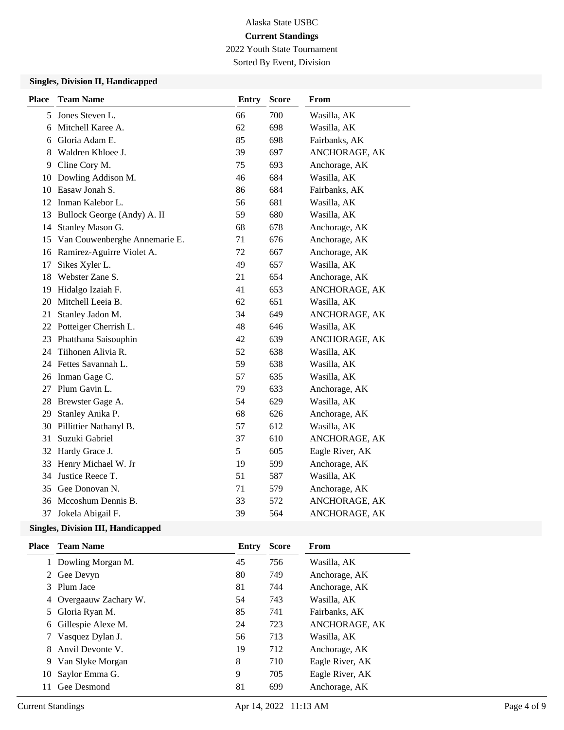Alaska State USBC

**Current Standings**

2022 Youth State Tournament

Sorted By Event, Division

### Singles, Division II, Handicapped

| Place | Team Name | Entry | Score | From |
|---|---|---|---|---|
| 5 | Jones Steven L. | 66 | 700 | Wasilla, AK |
| 6 | Mitchell Karee A. | 62 | 698 | Wasilla, AK |
| 6 | Gloria Adam E. | 85 | 698 | Fairbanks, AK |
| 8 | Waldren Khloee J. | 39 | 697 | ANCHORAGE, AK |
| 9 | Cline Cory M. | 75 | 693 | Anchorage, AK |
| 10 | Dowling Addison M. | 46 | 684 | Wasilla, AK |
| 10 | Easaw Jonah S. | 86 | 684 | Fairbanks, AK |
| 12 | Inman Kalebor L. | 56 | 681 | Wasilla, AK |
| 13 | Bullock George (Andy) A. II | 59 | 680 | Wasilla, AK |
| 14 | Stanley Mason G. | 68 | 678 | Anchorage, AK |
| 15 | Van Couwenberghe Annemarie E. | 71 | 676 | Anchorage, AK |
| 16 | Ramirez-Aguirre Violet A. | 72 | 667 | Anchorage, AK |
| 17 | Sikes Xyler L. | 49 | 657 | Wasilla, AK |
| 18 | Webster Zane S. | 21 | 654 | Anchorage, AK |
| 19 | Hidalgo Izaiah F. | 41 | 653 | ANCHORAGE, AK |
| 20 | Mitchell Leeia B. | 62 | 651 | Wasilla, AK |
| 21 | Stanley Jadon M. | 34 | 649 | ANCHORAGE, AK |
| 22 | Potteiger Cherrish L. | 48 | 646 | Wasilla, AK |
| 23 | Phatthana Saisouphin | 42 | 639 | ANCHORAGE, AK |
| 24 | Tiihonen Alivia R. | 52 | 638 | Wasilla, AK |
| 24 | Fettes Savannah L. | 59 | 638 | Wasilla, AK |
| 26 | Inman Gage C. | 57 | 635 | Wasilla, AK |
| 27 | Plum Gavin L. | 79 | 633 | Anchorage, AK |
| 28 | Brewster Gage A. | 54 | 629 | Wasilla, AK |
| 29 | Stanley Anika P. | 68 | 626 | Anchorage, AK |
| 30 | Pillittier Nathanyl B. | 57 | 612 | Wasilla, AK |
| 31 | Suzuki Gabriel | 37 | 610 | ANCHORAGE, AK |
| 32 | Hardy Grace J. | 5 | 605 | Eagle River, AK |
| 33 | Henry Michael W. Jr | 19 | 599 | Anchorage, AK |
| 34 | Justice Reece T. | 51 | 587 | Wasilla, AK |
| 35 | Gee Donovan N. | 71 | 579 | Anchorage, AK |
| 36 | Mccoshum Dennis B. | 33 | 572 | ANCHORAGE, AK |
| 37 | Jokela Abigail F. | 39 | 564 | ANCHORAGE, AK |

### Singles, Division III, Handicapped

| Place | Team Name | Entry | Score | From |
|---|---|---|---|---|
| 1 | Dowling Morgan M. | 45 | 756 | Wasilla, AK |
| 2 | Gee Devyn | 80 | 749 | Anchorage, AK |
| 3 | Plum Jace | 81 | 744 | Anchorage, AK |
| 4 | Overgaauw Zachary W. | 54 | 743 | Wasilla, AK |
| 5 | Gloria Ryan M. | 85 | 741 | Fairbanks, AK |
| 6 | Gillespie Alexe M. | 24 | 723 | ANCHORAGE, AK |
| 7 | Vasquez Dylan J. | 56 | 713 | Wasilla, AK |
| 8 | Anvil Devonte V. | 19 | 712 | Anchorage, AK |
| 9 | Van Slyke Morgan | 8 | 710 | Eagle River, AK |
| 10 | Saylor Emma G. | 9 | 705 | Eagle River, AK |
| 11 | Gee Desmond | 81 | 699 | Anchorage, AK |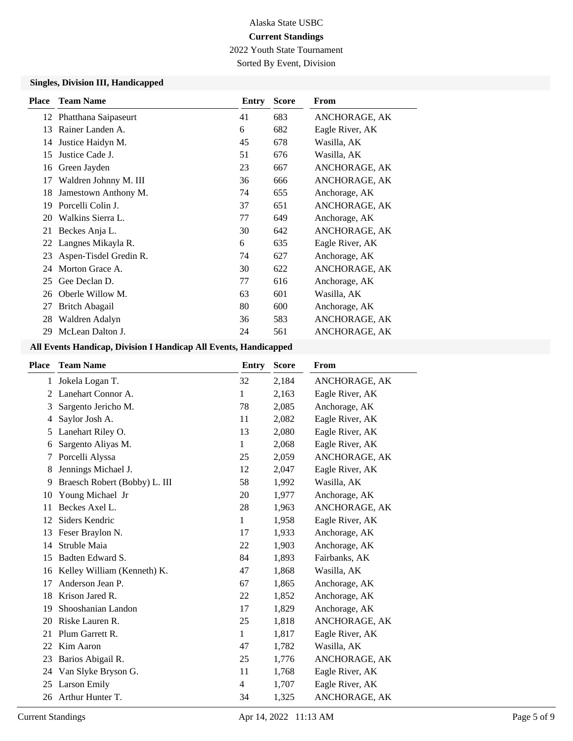Alaska State USBC

**Current Standings**

2022 Youth State Tournament

Sorted By Event, Division

### Singles, Division III, Handicapped

| Place | Team Name | Entry | Score | From |
|---|---|---|---|---|
| 12 | Phatthana Saipaseurt | 41 | 683 | ANCHORAGE, AK |
| 13 | Rainer Landen A. | 6 | 682 | Eagle River, AK |
| 14 | Justice Haidyn M. | 45 | 678 | Wasilla, AK |
| 15 | Justice Cade J. | 51 | 676 | Wasilla, AK |
| 16 | Green Jayden | 23 | 667 | ANCHORAGE, AK |
| 17 | Waldren Johnny M. III | 36 | 666 | ANCHORAGE, AK |
| 18 | Jamestown Anthony M. | 74 | 655 | Anchorage, AK |
| 19 | Porcelli Colin J. | 37 | 651 | ANCHORAGE, AK |
| 20 | Walkins Sierra L. | 77 | 649 | Anchorage, AK |
| 21 | Beckes Anja L. | 30 | 642 | ANCHORAGE, AK |
| 22 | Langnes Mikayla R. | 6 | 635 | Eagle River, AK |
| 23 | Aspen-Tisdel Gredin R. | 74 | 627 | Anchorage, AK |
| 24 | Morton Grace A. | 30 | 622 | ANCHORAGE, AK |
| 25 | Gee Declan D. | 77 | 616 | Anchorage, AK |
| 26 | Oberle Willow M. | 63 | 601 | Wasilla, AK |
| 27 | Britch Abagail | 80 | 600 | Anchorage, AK |
| 28 | Waldren Adalyn | 36 | 583 | ANCHORAGE, AK |
| 29 | McLean Dalton J. | 24 | 561 | ANCHORAGE, AK |

### All Events Handicap, Division I Handicap All Events, Handicapped

| Place | Team Name | Entry | Score | From |
|---|---|---|---|---|
| 1 | Jokela Logan T. | 32 | 2,184 | ANCHORAGE, AK |
| 2 | Lanehart Connor A. | 1 | 2,163 | Eagle River, AK |
| 3 | Sargento Jericho M. | 78 | 2,085 | Anchorage, AK |
| 4 | Saylor Josh A. | 11 | 2,082 | Eagle River, AK |
| 5 | Lanehart Riley O. | 13 | 2,080 | Eagle River, AK |
| 6 | Sargento Aliyas M. | 1 | 2,068 | Eagle River, AK |
| 7 | Porcelli Alyssa | 25 | 2,059 | ANCHORAGE, AK |
| 8 | Jennings Michael J. | 12 | 2,047 | Eagle River, AK |
| 9 | Braesch Robert (Bobby) L. III | 58 | 1,992 | Wasilla, AK |
| 10 | Young Michael Jr | 20 | 1,977 | Anchorage, AK |
| 11 | Beckes Axel L. | 28 | 1,963 | ANCHORAGE, AK |
| 12 | Siders Kendric | 1 | 1,958 | Eagle River, AK |
| 13 | Feser Braylon N. | 17 | 1,933 | Anchorage, AK |
| 14 | Struble Maia | 22 | 1,903 | Anchorage, AK |
| 15 | Badten Edward S. | 84 | 1,893 | Fairbanks, AK |
| 16 | Kelley William (Kenneth) K. | 47 | 1,868 | Wasilla, AK |
| 17 | Anderson Jean P. | 67 | 1,865 | Anchorage, AK |
| 18 | Krison Jared R. | 22 | 1,852 | Anchorage, AK |
| 19 | Shooshanian Landon | 17 | 1,829 | Anchorage, AK |
| 20 | Riske Lauren R. | 25 | 1,818 | ANCHORAGE, AK |
| 21 | Plum Garrett R. | 1 | 1,817 | Eagle River, AK |
| 22 | Kim Aaron | 47 | 1,782 | Wasilla, AK |
| 23 | Barios Abigail R. | 25 | 1,776 | ANCHORAGE, AK |
| 24 | Van Slyke Bryson G. | 11 | 1,768 | Eagle River, AK |
| 25 | Larson Emily | 4 | 1,707 | Eagle River, AK |
| 26 | Arthur Hunter T. | 34 | 1,325 | ANCHORAGE, AK |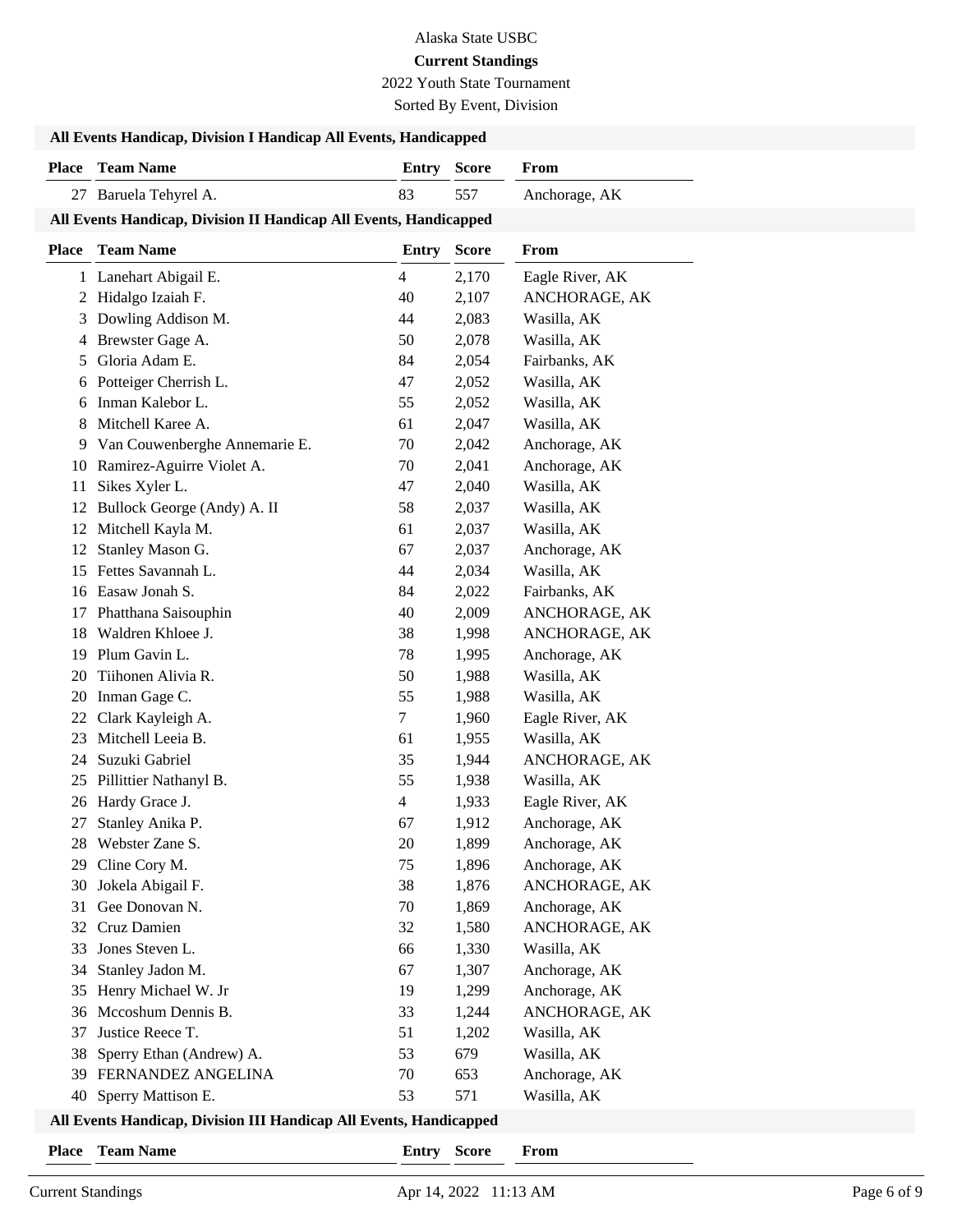Alaska State USBC

**Current Standings**

2022 Youth State Tournament

Sorted By Event, Division

**All Events Handicap, Division I Handicap All Events, Handicapped**

| Place | Team Name | Entry | Score | From |
|---|---|---|---|---|
| 27 | Baruela Tehyrel A. | 83 | 557 | Anchorage, AK |

**All Events Handicap, Division II Handicap All Events, Handicapped**

| Place | Team Name | Entry | Score | From |
|---|---|---|---|---|
| 1 | Lanehart Abigail E. | 4 | 2,170 | Eagle River, AK |
| 2 | Hidalgo Izaiah F. | 40 | 2,107 | ANCHORAGE, AK |
| 3 | Dowling Addison M. | 44 | 2,083 | Wasilla, AK |
| 4 | Brewster Gage A. | 50 | 2,078 | Wasilla, AK |
| 5 | Gloria Adam E. | 84 | 2,054 | Fairbanks, AK |
| 6 | Potteiger Cherrish L. | 47 | 2,052 | Wasilla, AK |
| 6 | Inman Kalebor L. | 55 | 2,052 | Wasilla, AK |
| 8 | Mitchell Karee A. | 61 | 2,047 | Wasilla, AK |
| 9 | Van Couwenberghe Annemarie E. | 70 | 2,042 | Anchorage, AK |
| 10 | Ramirez-Aguirre Violet A. | 70 | 2,041 | Anchorage, AK |
| 11 | Sikes Xyler L. | 47 | 2,040 | Wasilla, AK |
| 12 | Bullock George (Andy) A. II | 58 | 2,037 | Wasilla, AK |
| 12 | Mitchell Kayla M. | 61 | 2,037 | Wasilla, AK |
| 12 | Stanley Mason G. | 67 | 2,037 | Anchorage, AK |
| 15 | Fettes Savannah L. | 44 | 2,034 | Wasilla, AK |
| 16 | Easaw Jonah S. | 84 | 2,022 | Fairbanks, AK |
| 17 | Phatthana Saisouphin | 40 | 2,009 | ANCHORAGE, AK |
| 18 | Waldren Khloee J. | 38 | 1,998 | ANCHORAGE, AK |
| 19 | Plum Gavin L. | 78 | 1,995 | Anchorage, AK |
| 20 | Tiihonen Alivia R. | 50 | 1,988 | Wasilla, AK |
| 20 | Inman Gage C. | 55 | 1,988 | Wasilla, AK |
| 22 | Clark Kayleigh A. | 7 | 1,960 | Eagle River, AK |
| 23 | Mitchell Leeia B. | 61 | 1,955 | Wasilla, AK |
| 24 | Suzuki Gabriel | 35 | 1,944 | ANCHORAGE, AK |
| 25 | Pillittier Nathanyl B. | 55 | 1,938 | Wasilla, AK |
| 26 | Hardy Grace J. | 4 | 1,933 | Eagle River, AK |
| 27 | Stanley Anika P. | 67 | 1,912 | Anchorage, AK |
| 28 | Webster Zane S. | 20 | 1,899 | Anchorage, AK |
| 29 | Cline Cory M. | 75 | 1,896 | Anchorage, AK |
| 30 | Jokela Abigail F. | 38 | 1,876 | ANCHORAGE, AK |
| 31 | Gee Donovan N. | 70 | 1,869 | Anchorage, AK |
| 32 | Cruz Damien | 32 | 1,580 | ANCHORAGE, AK |
| 33 | Jones Steven L. | 66 | 1,330 | Wasilla, AK |
| 34 | Stanley Jadon M. | 67 | 1,307 | Anchorage, AK |
| 35 | Henry Michael W. Jr | 19 | 1,299 | Anchorage, AK |
| 36 | Mccoshum Dennis B. | 33 | 1,244 | ANCHORAGE, AK |
| 37 | Justice Reece T. | 51 | 1,202 | Wasilla, AK |
| 38 | Sperry Ethan (Andrew) A. | 53 | 679 | Wasilla, AK |
| 39 | FERNANDEZ ANGELINA | 70 | 653 | Anchorage, AK |
| 40 | Sperry Mattison E. | 53 | 571 | Wasilla, AK |

**All Events Handicap, Division III Handicap All Events, Handicapped**

| Place | Team Name | Entry | Score | From |
|---|---|---|---|---|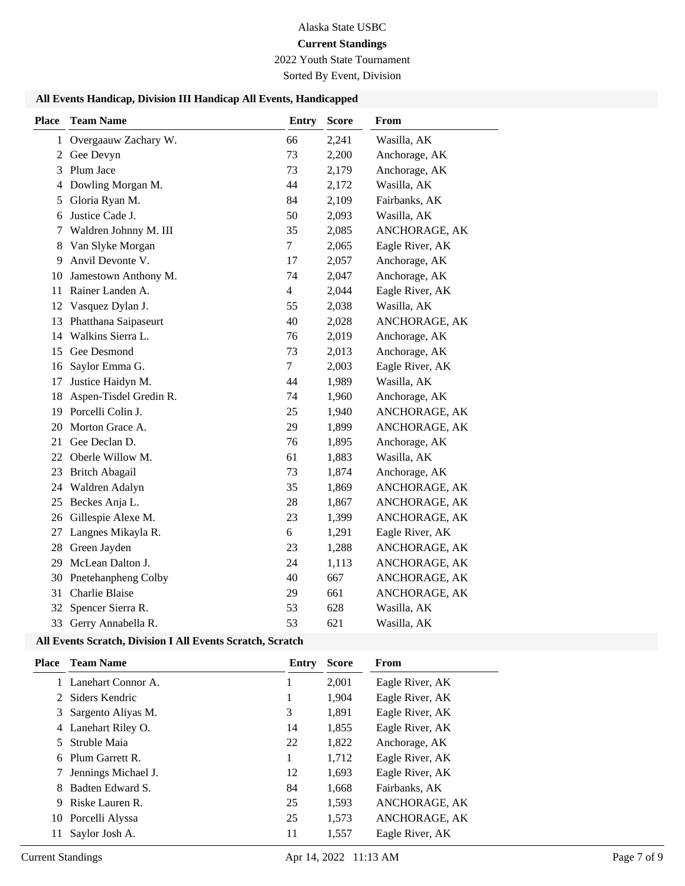Alaska State USBC

**Current Standings**

2022 Youth State Tournament

Sorted By Event, Division

### All Events Handicap, Division III Handicap All Events, Handicapped

| Place | Team Name | Entry | Score | From |
|---|---|---|---|---|
| 1 | Overgaauw Zachary W. | 66 | 2,241 | Wasilla, AK |
| 2 | Gee Devyn | 73 | 2,200 | Anchorage, AK |
| 3 | Plum Jace | 73 | 2,179 | Anchorage, AK |
| 4 | Dowling Morgan M. | 44 | 2,172 | Wasilla, AK |
| 5 | Gloria Ryan M. | 84 | 2,109 | Fairbanks, AK |
| 6 | Justice Cade J. | 50 | 2,093 | Wasilla, AK |
| 7 | Waldren Johnny M. III | 35 | 2,085 | ANCHORAGE, AK |
| 8 | Van Slyke Morgan | 7 | 2,065 | Eagle River, AK |
| 9 | Anvil Devonte V. | 17 | 2,057 | Anchorage, AK |
| 10 | Jamestown Anthony M. | 74 | 2,047 | Anchorage, AK |
| 11 | Rainer Landen A. | 4 | 2,044 | Eagle River, AK |
| 12 | Vasquez Dylan J. | 55 | 2,038 | Wasilla, AK |
| 13 | Phatthana Saipaseurt | 40 | 2,028 | ANCHORAGE, AK |
| 14 | Walkins Sierra L. | 76 | 2,019 | Anchorage, AK |
| 15 | Gee Desmond | 73 | 2,013 | Anchorage, AK |
| 16 | Saylor Emma G. | 7 | 2,003 | Eagle River, AK |
| 17 | Justice Haidyn M. | 44 | 1,989 | Wasilla, AK |
| 18 | Aspen-Tisdel Gredin R. | 74 | 1,960 | Anchorage, AK |
| 19 | Porcelli Colin J. | 25 | 1,940 | ANCHORAGE, AK |
| 20 | Morton Grace A. | 29 | 1,899 | ANCHORAGE, AK |
| 21 | Gee Declan D. | 76 | 1,895 | Anchorage, AK |
| 22 | Oberle Willow M. | 61 | 1,883 | Wasilla, AK |
| 23 | Britch Abagail | 73 | 1,874 | Anchorage, AK |
| 24 | Waldren Adalyn | 35 | 1,869 | ANCHORAGE, AK |
| 25 | Beckes Anja L. | 28 | 1,867 | ANCHORAGE, AK |
| 26 | Gillespie Alexe M. | 23 | 1,399 | ANCHORAGE, AK |
| 27 | Langnes Mikayla R. | 6 | 1,291 | Eagle River, AK |
| 28 | Green Jayden | 23 | 1,288 | ANCHORAGE, AK |
| 29 | McLean Dalton J. | 24 | 1,113 | ANCHORAGE, AK |
| 30 | Pnetehanpheng Colby | 40 | 667 | ANCHORAGE, AK |
| 31 | Charlie Blaise | 29 | 661 | ANCHORAGE, AK |
| 32 | Spencer Sierra R. | 53 | 628 | Wasilla, AK |
| 33 | Gerry Annabella R. | 53 | 621 | Wasilla, AK |

### All Events Scratch, Division I All Events Scratch, Scratch

| Place | Team Name | Entry | Score | From |
|---|---|---|---|---|
| 1 | Lanehart Connor A. | 1 | 2,001 | Eagle River, AK |
| 2 | Siders Kendric | 1 | 1,904 | Eagle River, AK |
| 3 | Sargento Aliyas M. | 3 | 1,891 | Eagle River, AK |
| 4 | Lanehart Riley O. | 14 | 1,855 | Eagle River, AK |
| 5 | Struble Maia | 22 | 1,822 | Anchorage, AK |
| 6 | Plum Garrett R. | 1 | 1,712 | Eagle River, AK |
| 7 | Jennings Michael J. | 12 | 1,693 | Eagle River, AK |
| 8 | Badten Edward S. | 84 | 1,668 | Fairbanks, AK |
| 9 | Riske Lauren R. | 25 | 1,593 | ANCHORAGE, AK |
| 10 | Porcelli Alyssa | 25 | 1,573 | ANCHORAGE, AK |
| 11 | Saylor Josh A. | 11 | 1,557 | Eagle River, AK |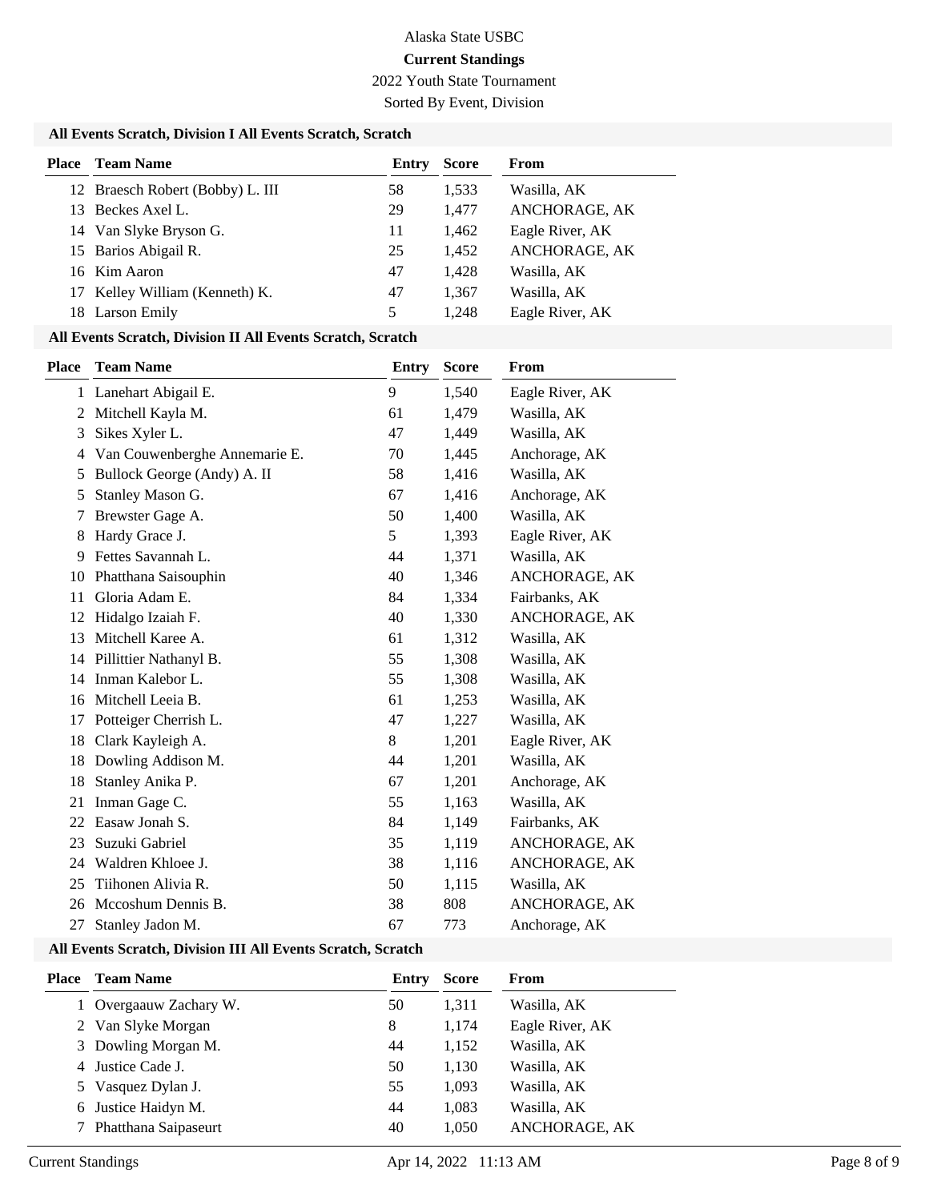Alaska State USBC

**Current Standings**

2022 Youth State Tournament

Sorted By Event, Division

### All Events Scratch, Division I All Events Scratch, Scratch

| Place | Team Name | Entry | Score | From |
|---|---|---|---|---|
| 12 | Braesch Robert (Bobby) L. III | 58 | 1,533 | Wasilla, AK |
| 13 | Beckes Axel L. | 29 | 1,477 | ANCHORAGE, AK |
| 14 | Van Slyke Bryson G. | 11 | 1,462 | Eagle River, AK |
| 15 | Barios Abigail R. | 25 | 1,452 | ANCHORAGE, AK |
| 16 | Kim Aaron | 47 | 1,428 | Wasilla, AK |
| 17 | Kelley William (Kenneth) K. | 47 | 1,367 | Wasilla, AK |
| 18 | Larson Emily | 5 | 1,248 | Eagle River, AK |

### All Events Scratch, Division II All Events Scratch, Scratch

| Place | Team Name | Entry | Score | From |
|---|---|---|---|---|
| 1 | Lanehart Abigail E. | 9 | 1,540 | Eagle River, AK |
| 2 | Mitchell Kayla M. | 61 | 1,479 | Wasilla, AK |
| 3 | Sikes Xyler L. | 47 | 1,449 | Wasilla, AK |
| 4 | Van Couwenberghe Annemarie E. | 70 | 1,445 | Anchorage, AK |
| 5 | Bullock George (Andy) A. II | 58 | 1,416 | Wasilla, AK |
| 5 | Stanley Mason G. | 67 | 1,416 | Anchorage, AK |
| 7 | Brewster Gage A. | 50 | 1,400 | Wasilla, AK |
| 8 | Hardy Grace J. | 5 | 1,393 | Eagle River, AK |
| 9 | Fettes Savannah L. | 44 | 1,371 | Wasilla, AK |
| 10 | Phatthana Saisouphin | 40 | 1,346 | ANCHORAGE, AK |
| 11 | Gloria Adam E. | 84 | 1,334 | Fairbanks, AK |
| 12 | Hidalgo Izaiah F. | 40 | 1,330 | ANCHORAGE, AK |
| 13 | Mitchell Karee A. | 61 | 1,312 | Wasilla, AK |
| 14 | Pillittier Nathanyl B. | 55 | 1,308 | Wasilla, AK |
| 14 | Inman Kalebor L. | 55 | 1,308 | Wasilla, AK |
| 16 | Mitchell Leeia B. | 61 | 1,253 | Wasilla, AK |
| 17 | Potteiger Cherrish L. | 47 | 1,227 | Wasilla, AK |
| 18 | Clark Kayleigh A. | 8 | 1,201 | Eagle River, AK |
| 18 | Dowling Addison M. | 44 | 1,201 | Wasilla, AK |
| 18 | Stanley Anika P. | 67 | 1,201 | Anchorage, AK |
| 21 | Inman Gage C. | 55 | 1,163 | Wasilla, AK |
| 22 | Easaw Jonah S. | 84 | 1,149 | Fairbanks, AK |
| 23 | Suzuki Gabriel | 35 | 1,119 | ANCHORAGE, AK |
| 24 | Waldren Khloee J. | 38 | 1,116 | ANCHORAGE, AK |
| 25 | Tiihonen Alivia R. | 50 | 1,115 | Wasilla, AK |
| 26 | Mccoshum Dennis B. | 38 | 808 | ANCHORAGE, AK |
| 27 | Stanley Jadon M. | 67 | 773 | Anchorage, AK |

### All Events Scratch, Division III All Events Scratch, Scratch

| Place | Team Name | Entry | Score | From |
|---|---|---|---|---|
| 1 | Overgaauw Zachary W. | 50 | 1,311 | Wasilla, AK |
| 2 | Van Slyke Morgan | 8 | 1,174 | Eagle River, AK |
| 3 | Dowling Morgan M. | 44 | 1,152 | Wasilla, AK |
| 4 | Justice Cade J. | 50 | 1,130 | Wasilla, AK |
| 5 | Vasquez Dylan J. | 55 | 1,093 | Wasilla, AK |
| 6 | Justice Haidyn M. | 44 | 1,083 | Wasilla, AK |
| 7 | Phatthana Saipaseurt | 40 | 1,050 | ANCHORAGE, AK |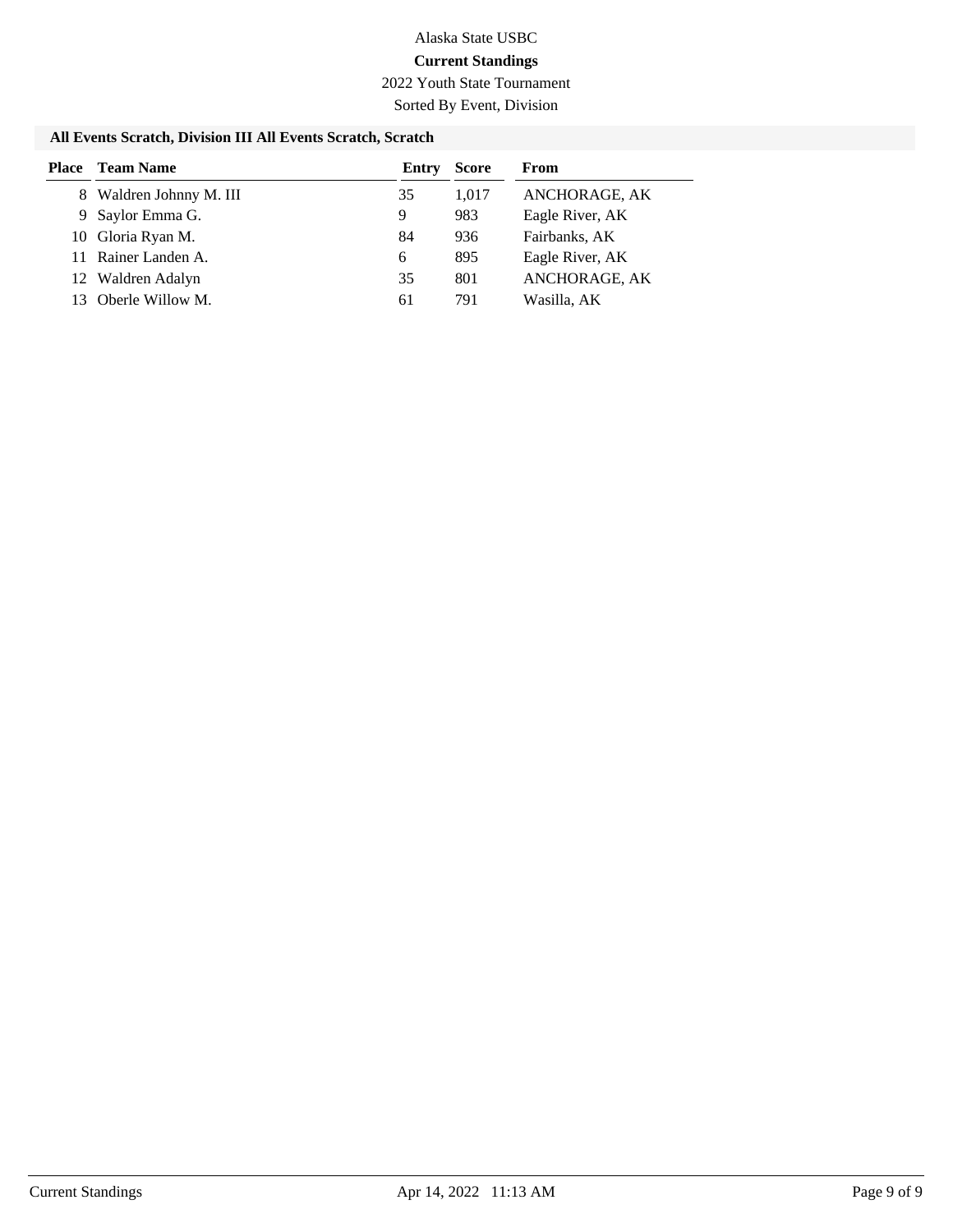Alaska State USBC

**Current Standings**

2022 Youth State Tournament

Sorted By Event, Division

### All Events Scratch, Division III All Events Scratch, Scratch

| Place | Team Name | Entry | Score | From |
|---|---|---|---|---|
| 8 | Waldren Johnny M. III | 35 | 1,017 | ANCHORAGE, AK |
| 9 | Saylor Emma G. | 9 | 983 | Eagle River, AK |
| 10 | Gloria Ryan M. | 84 | 936 | Fairbanks, AK |
| 11 | Rainer Landen A. | 6 | 895 | Eagle River, AK |
| 12 | Waldren Adalyn | 35 | 801 | ANCHORAGE, AK |
| 13 | Oberle Willow M. | 61 | 791 | Wasilla, AK |

Current Standings Apr 14, 2022 11:13 AM